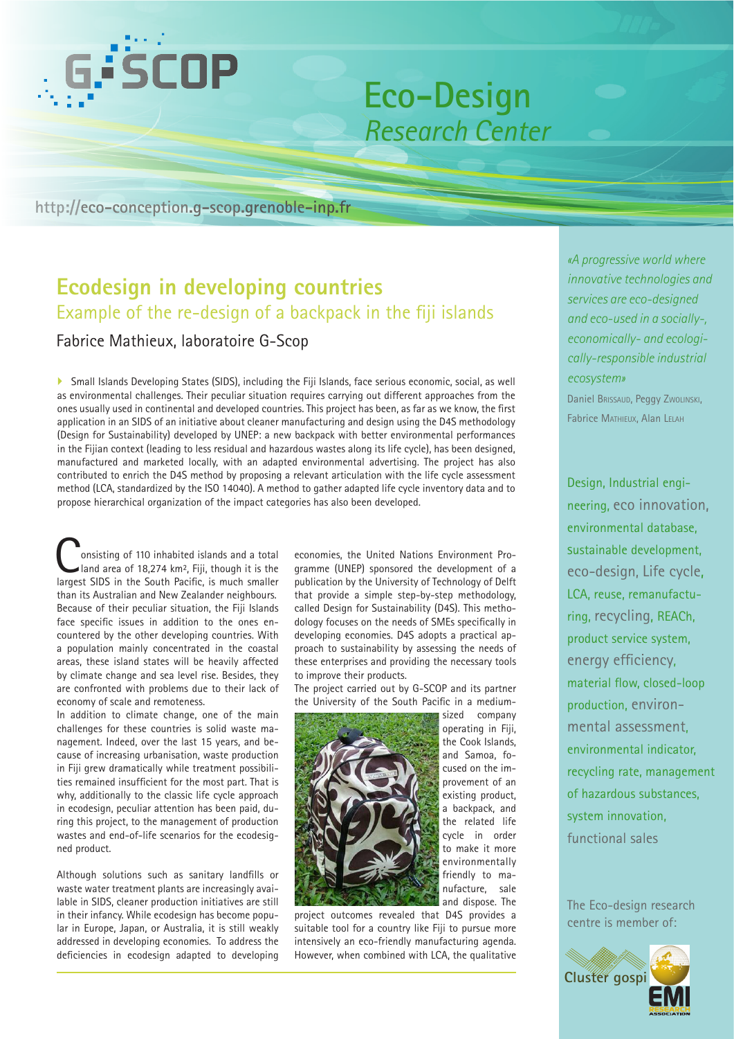# Eco-Design
*Research Center*

http://eco-conception.g-scop.grenoble-inp.fr

## Ecodesign in developing countries
### Example of the re-design of a backpack in the fiji islands

Fabrice Mathieux, laboratoire G-Scop

Small Islands Developing States (SIDS), including the Fiji Islands, face serious economic, social, as well as environmental challenges. Their peculiar situation requires carrying out different approaches from the ones usually used in continental and developed countries. This project has been, as far as we know, the first application in an SIDS of an initiative about cleaner manufacturing and design using the D4S methodology (Design for Sustainability) developed by UNEP: a new backpack with better environmental performances in the Fijian context (leading to less residual and hazardous wastes along its life cycle), has been designed, manufactured and marketed locally, with an adapted environmental advertising. The project has also contributed to enrich the D4S method by proposing a relevant articulation with the life cycle assessment method (LCA, standardized by the ISO 14040). A method to gather adapted life cycle inventory data and to propose hierarchical organization of the impact categories has also been developed.

Consisting of 110 inhabited islands and a total land area of 18,274 km², Fiji, though it is the largest SIDS in the South Pacific, is much smaller than its Australian and New Zealander neighbours. Because of their peculiar situation, the Fiji Islands face specific issues in addition to the ones encountered by the other developing countries. With a population mainly concentrated in the coastal areas, these island states will be heavily affected by climate change and sea level rise. Besides, they are confronted with problems due to their lack of economy of scale and remoteness.

In addition to climate change, one of the main challenges for these countries is solid waste management. Indeed, over the last 15 years, and because of increasing urbanisation, waste production in Fiji grew dramatically while treatment possibilities remained insufficient for the most part. That is why, additionally to the classic life cycle approach in ecodesign, peculiar attention has been paid, during this project, to the management of production wastes and end-of-life scenarios for the ecodesigned product.

Although solutions such as sanitary landfills or waste water treatment plants are increasingly available in SIDS, cleaner production initiatives are still in their infancy. While ecodesign has become popular in Europe, Japan, or Australia, it is still weakly addressed in developing economies. To address the deficiencies in ecodesign adapted to developing economies, the United Nations Environment Programme (UNEP) sponsored the development of a publication by the University of Technology of Delft that provide a simple step-by-step methodology, called Design for Sustainability (D4S). This methodology focuses on the needs of SMEs specifically in developing economies. D4S adopts a practical approach to sustainability by assessing the needs of these enterprises and providing the necessary tools to improve their products.

The project carried out by G-SCOP and its partner the University of the South Pacific in a medium-sized company operating in Fiji, the Cook Islands, and Samoa, focused on the improvement of an existing product, a backpack, and the related life cycle in order to make it more environmentally friendly to manufacture, sale and dispose. The project outcomes revealed that D4S provides a suitable tool for a country like Fiji to pursue more intensively an eco-friendly manufacturing agenda. However, when combined with LCA, the qualitative

*«A progressive world where innovative technologies and services are eco-designed and eco-used in a socially-, economically- and ecologically-responsible industrial ecosystem»*

Daniel Brissaud, Peggy Zwolinski, Fabrice Mathieux, Alan Lelah

Design, Industrial engineering, eco innovation, environmental database, sustainable development, eco-design, Life cycle, LCA, reuse, remanufacturing, recycling, REACh, product service system, energy efficiency, material flow, closed-loop production, environmental assessment, environmental indicator, recycling rate, management of hazardous substances, system innovation, functional sales

The Eco-design research centre is member of: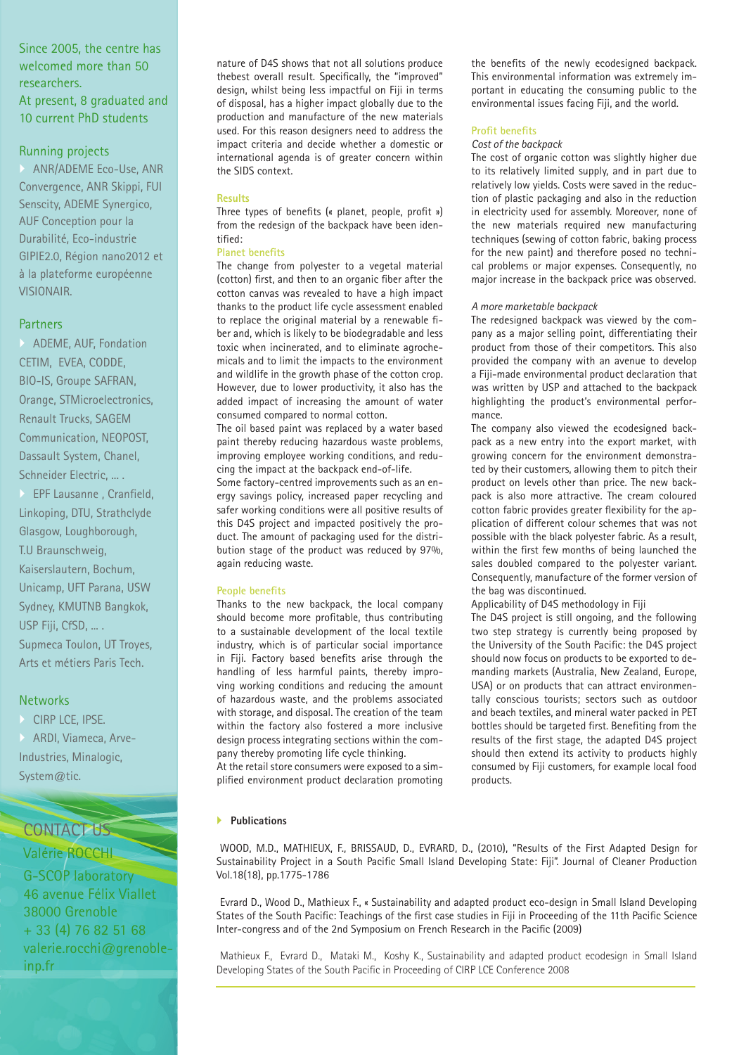Since 2005, the centre has welcomed more than 50 researchers.
At present, 8 graduated and 10 current PhD students

## Running projects

- ANR/ADEME Eco-Use, ANR Convergence, ANR Skippi, FUI Senscity, ADEME Synergico, AUF Conception pour la Durabilité, Eco-industrie GIPIE2.0, Région nano2012 et à la plateforme européenne VISIONAIR.

## Partners

- ADEME, AUF, Fondation CETIM, EVEA, CODDE, BIO-IS, Groupe SAFRAN, Orange, STMicroelectronics, Renault Trucks, SAGEM Communication, NEOPOST, Dassault System, Chanel, Schneider Electric, ... .
- EPF Lausanne , Cranfield, Linkoping, DTU, Strathclyde Glasgow, Loughborough, T.U Braunschweig, Kaiserslautern, Bochum, Unicamp, UFT Parana, USW Sydney, KMUTNB Bangkok, USP Fiji, CfSD, ... . Supmeca Toulon, UT Troyes, Arts et métiers Paris Tech.

## Networks

- CIRP LCE, IPSE.
- ARDI, Viameca, Arve-Industries, Minalogic, System@tic.

## CONTACT US

Valérie ROCCHI
G-SCOP laboratory
46 avenue Félix Viallet
38000 Grenoble
+ 33 (4) 76 82 51 68
valerie.rocchi@grenoble-inp.fr

nature of D4S shows that not all solutions produce thebest overall result. Specifically, the "improved" design, whilst being less impactful on Fiji in terms of disposal, has a higher impact globally due to the production and manufacture of the new materials used. For this reason designers need to address the impact criteria and decide whether a domestic or international agenda is of greater concern within the SIDS context.

## Results

Three types of benefits (« planet, people, profit ») from the redesign of the backpack have been identified:

### Planet benefits

The change from polyester to a vegetal material (cotton) first, and then to an organic fiber after the cotton canvas was revealed to have a high impact thanks to the product life cycle assessment enabled to replace the original material by a renewable fiber and, which is likely to be biodegradable and less toxic when incinerated, and to eliminate agrochemicals and to limit the impacts to the environment and wildlife in the growth phase of the cotton crop. However, due to lower productivity, it also has the added impact of increasing the amount of water consumed compared to normal cotton.

The oil based paint was replaced by a water based paint thereby reducing hazardous waste problems, improving employee working conditions, and reducing the impact at the backpack end-of-life.

Some factory-centred improvements such as an energy savings policy, increased paper recycling and safer working conditions were all positive results of this D4S project and impacted positively the product. The amount of packaging used for the distribution stage of the product was reduced by 97%, again reducing waste.

### People benefits

Thanks to the new backpack, the local company should become more profitable, thus contributing to a sustainable development of the local textile industry, which is of particular social importance in Fiji. Factory based benefits arise through the handling of less harmful paints, thereby improving working conditions and reducing the amount of hazardous waste, and the problems associated with storage, and disposal. The creation of the team within the factory also fostered a more inclusive design process integrating sections within the company thereby promoting life cycle thinking.

At the retail store consumers were exposed to a simplified environment product declaration promoting the benefits of the newly ecodesigned backpack. This environmental information was extremely important in educating the consuming public to the environmental issues facing Fiji, and the world.

### Profit benefits

*Cost of the backpack*

The cost of organic cotton was slightly higher due to its relatively limited supply, and in part due to relatively low yields. Costs were saved in the reduction of plastic packaging and also in the reduction in electricity used for assembly. Moreover, none of the new materials required new manufacturing techniques (sewing of cotton fabric, baking process for the new paint) and therefore posed no technical problems or major expenses. Consequently, no major increase in the backpack price was observed.

*A more marketable backpack*

The redesigned backpack was viewed by the company as a major selling point, differentiating their product from those of their competitors. This also provided the company with an avenue to develop a Fiji-made environmental product declaration that was written by USP and attached to the backpack highlighting the product's environmental performance.

The company also viewed the ecodesigned backpack as a new entry into the export market, with growing concern for the environment demonstrated by their customers, allowing them to pitch their product on levels other than price. The new backpack is also more attractive. The cream coloured cotton fabric provides greater flexibility for the application of different colour schemes that was not possible with the black polyester fabric. As a result, within the first few months of being launched the sales doubled compared to the polyester variant. Consequently, manufacture of the former version of the bag was discontinued.

Applicability of D4S methodology in Fiji

The D4S project is still ongoing, and the following two step strategy is currently being proposed by the University of the South Pacific: the D4S project should now focus on products to be exported to demanding markets (Australia, New Zealand, Europe, USA) or on products that can attract environmentally conscious tourists; sectors such as outdoor and beach textiles, and mineral water packed in PET bottles should be targeted first. Benefiting from the results of the first stage, the adapted D4S project should then extend its activity to products highly consumed by Fiji customers, for example local food products.

## Publications

WOOD, M.D., MATHIEUX, F., BRISSAUD, D., EVRARD, D., (2010), "Results of the First Adapted Design for Sustainability Project in a South Pacific Small Island Developing State: Fiji". Journal of Cleaner Production Vol.18(18), pp.1775-1786

Evrard D., Wood D., Mathieux F., « Sustainability and adapted product eco-design in Small Island Developing States of the South Pacific: Teachings of the first case studies in Fiji in Proceeding of the 11th Pacific Science Inter-congress and of the 2nd Symposium on French Research in the Pacific (2009)

Mathieux F., Evrard D., Mataki M., Koshy K., Sustainability and adapted product ecodesign in Small Island Developing States of the South Pacific in Proceeding of CIRP LCE Conference 2008